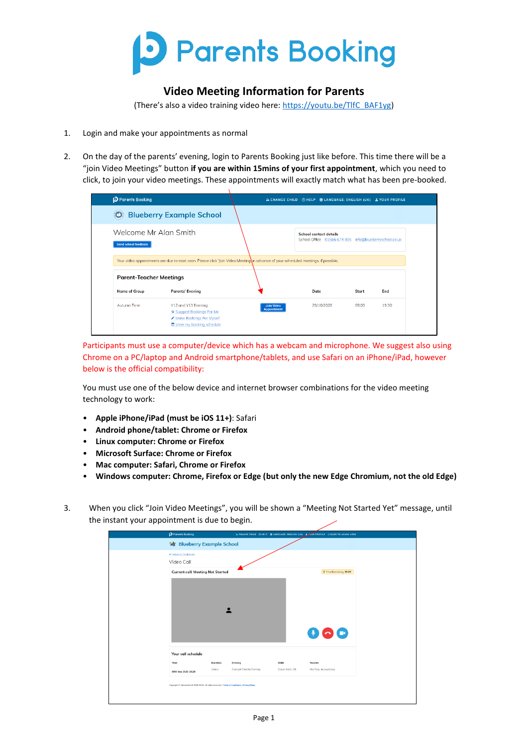# Parents Booking

## Video Meeting Information for Parents

(There's also a video training video here: https://youtu.be/TlfC_BAF1yg)

1. Login and make your appointments as normal

2. On the day of the parents' evening, login to Parents Booking just like before. This time there will be a "join Video Meetings" button **if you are within 15mins of your first appointment**, which you need to click, to join your video meetings. These appointments will exactly match what has been pre-booked.

Participants must use a computer/device which has a webcam and microphone. We suggest also using Chrome on a PC/laptop and Android smartphone/tablets, and use Safari on an iPhone/iPad, however below is the official compatibility:

You must use one of the below device and internet browser combinations for the video meeting technology to work:

- **Apple iPhone/iPad (must be iOS 11+)**: Safari
- **Android phone/tablet: Chrome or Firefox**
- **Linux computer: Chrome or Firefox**
- **Microsoft Surface: Chrome or Firefox**
- **Mac computer: Safari, Chrome or Firefox**
- **Windows computer: Chrome, Firefox or Edge (but only the new Edge Chromium, not the old Edge)**

3. When you click "Join Video Meetings", you will be shown a "Meeting Not Started Yet" message, until the instant your appointment is due to begin.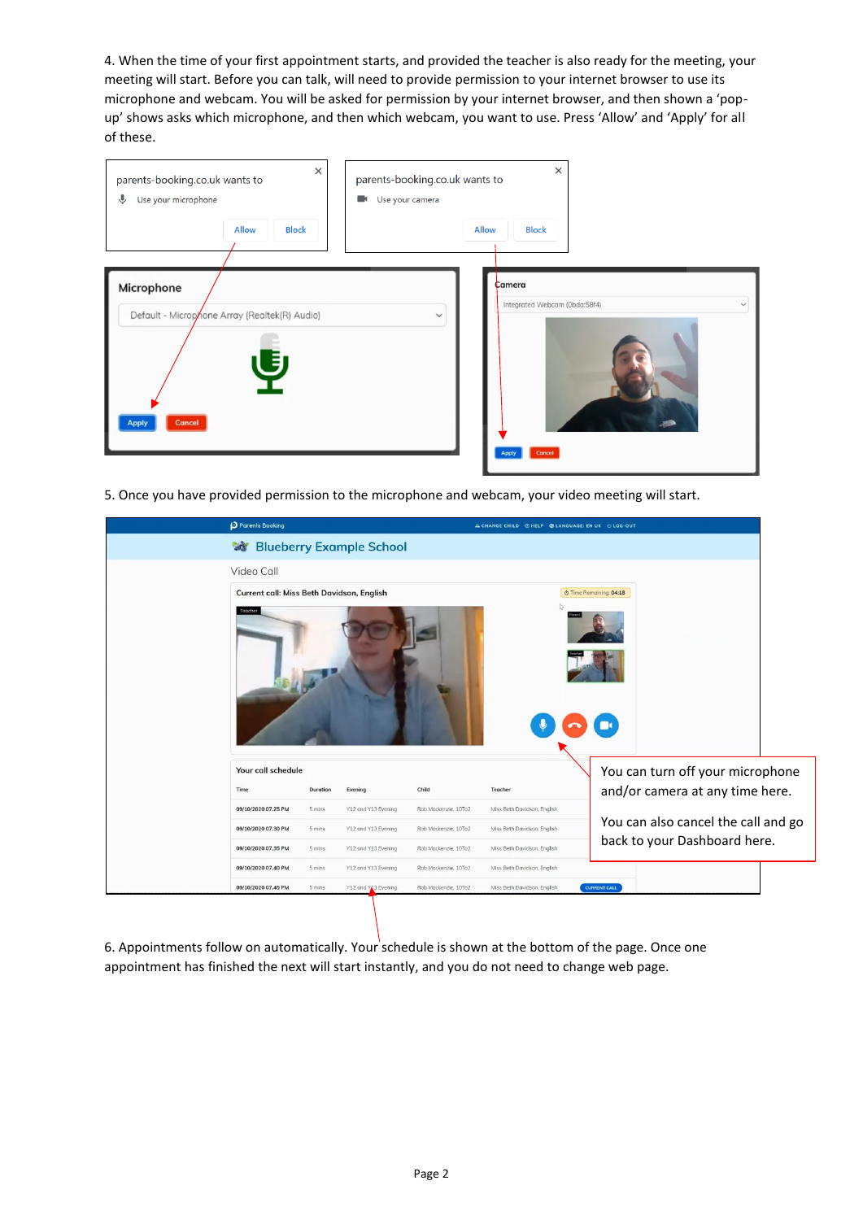4. When the time of your first appointment starts, and provided the teacher is also ready for the meeting, your meeting will start. Before you can talk, will need to provide permission to your internet browser to use its microphone and webcam. You will be asked for permission by your internet browser, and then shown a 'pop-up' shows asks which microphone, and then which webcam, you want to use. Press 'Allow' and 'Apply' for all of these.

5. Once you have provided permission to the microphone and webcam, your video meeting will start.

You can turn off your microphone and/or camera at any time here.

You can also cancel the call and go back to your Dashboard here.

6. Appointments follow on automatically. Your schedule is shown at the bottom of the page. Once one appointment has finished the next will start instantly, and you do not need to change web page.